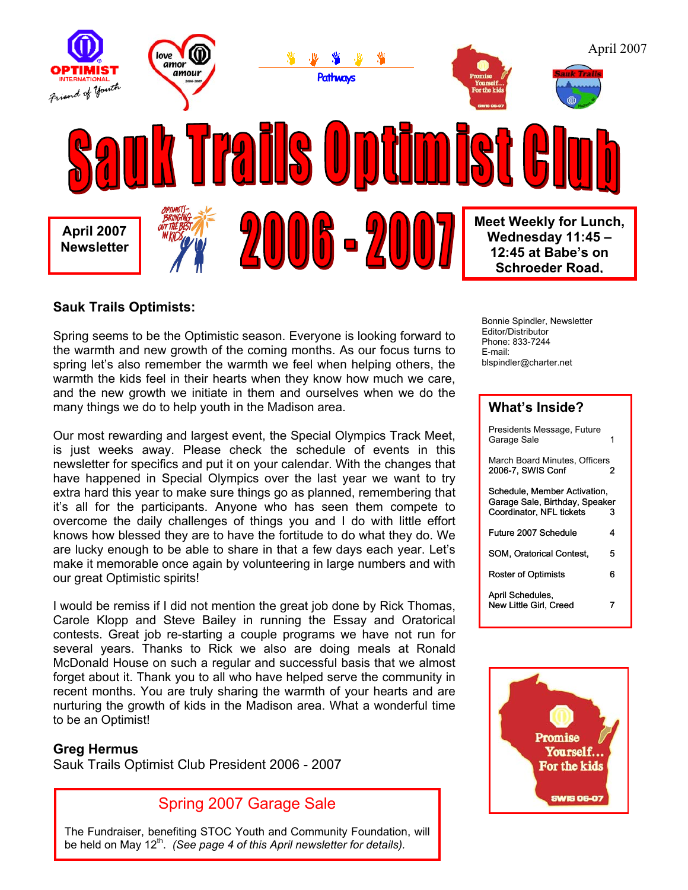April 2007

# Sauk Trails Optimist Club

**April 2007 Newsletter**

# 2006 - 2007

**Meet Weekly for Lunch, Wednesday 11:45 – 12:45 at Babe's on Schroeder Road.**

Bonnie Spindler, Newsletter Editor/Distributor
Phone: 833-7244
E-mail: blspindler@charter.net

### What's Inside?

| | |
|---|---|
| Presidents Message, Future Garage Sale | 1 |
| March Board Minutes, Officers 2006-7, SWIS Conf | 2 |
| Schedule, Member Activation, Garage Sale, Birthday, Speaker Coordinator, NFL tickets | 3 |
| Future 2007 Schedule | 4 |
| SOM, Oratorical Contest, | 5 |
| Roster of Optimists | 6 |
| April Schedules, New Little Girl, Creed | 7 |

## Sauk Trails Optimists:

Spring seems to be the Optimistic season. Everyone is looking forward to the warmth and new growth of the coming months. As our focus turns to spring let's also remember the warmth we feel when helping others, the warmth the kids feel in their hearts when they know how much we care, and the new growth we initiate in them and ourselves when we do the many things we do to help youth in the Madison area.

Our most rewarding and largest event, the Special Olympics Track Meet, is just weeks away. Please check the schedule of events in this newsletter for specifics and put it on your calendar. With the changes that have happened in Special Olympics over the last year we want to try extra hard this year to make sure things go as planned, remembering that it's all for the participants. Anyone who has seen them compete to overcome the daily challenges of things you and I do with little effort knows how blessed they are to have the fortitude to do what they do. We are lucky enough to be able to share in that a few days each year. Let's make it memorable once again by volunteering in large numbers and with our great Optimistic spirits!

I would be remiss if I did not mention the great job done by Rick Thomas, Carole Klopp and Steve Bailey in running the Essay and Oratorical contests. Great job re-starting a couple programs we have not run for several years. Thanks to Rick we also are doing meals at Ronald McDonald House on such a regular and successful basis that we almost forget about it. Thank you to all who have helped serve the community in recent months. You are truly sharing the warmth of your hearts and are nurturing the growth of kids in the Madison area. What a wonderful time to be an Optimist!

**Greg Hermus**
Sauk Trails Optimist Club President 2006 - 2007

## Spring 2007 Garage Sale

The Fundraiser, benefiting STOC Youth and Community Foundation, will be held on May 12th. *(See page 4 of this April newsletter for details).*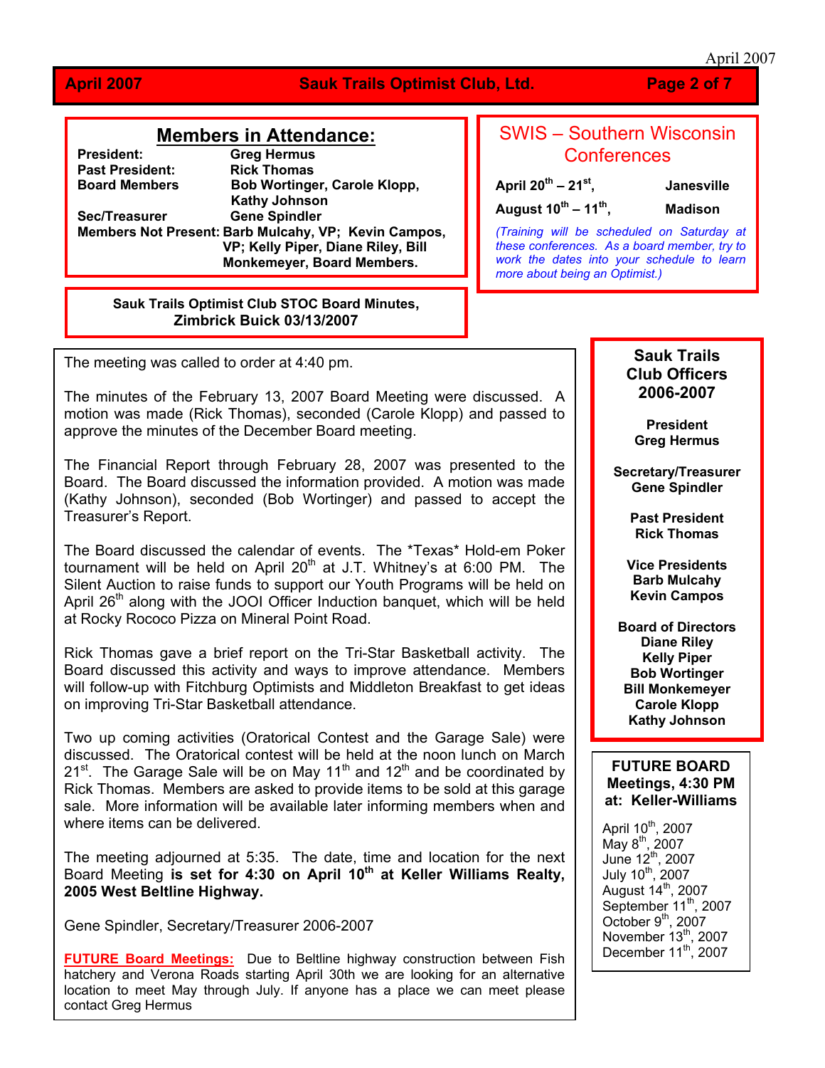## Members in Attendance:

**President:** Greg Hermus
**Past President:** Rick Thomas
**Board Members** Bob Wortinger, Carole Klopp, Kathy Johnson
**Sec/Treasurer** Gene Spindler
**Members Not Present:** Barb Mulcahy, VP; Kevin Campos, VP; Kelly Piper, Diane Riley, Bill Monkemeyer, Board Members.

## SWIS – Southern Wisconsin Conferences

**April 20th – 21st,** **Janesville**

**August 10th – 11th,** **Madison**

*(Training will be scheduled on Saturday at these conferences. As a board member, try to work the dates into your schedule to learn more about being an Optimist.)*

### Sauk Trails Optimist Club STOC Board Minutes, Zimbrick Buick 03/13/2007

The meeting was called to order at 4:40 pm.

The minutes of the February 13, 2007 Board Meeting were discussed. A motion was made (Rick Thomas), seconded (Carole Klopp) and passed to approve the minutes of the December Board meeting.

The Financial Report through February 28, 2007 was presented to the Board. The Board discussed the information provided. A motion was made (Kathy Johnson), seconded (Bob Wortinger) and passed to accept the Treasurer's Report.

The Board discussed the calendar of events. The *Texas* Hold-em Poker tournament will be held on April 20th at J.T. Whitney's at 6:00 PM. The Silent Auction to raise funds to support our Youth Programs will be held on April 26th along with the JOOI Officer Induction banquet, which will be held at Rocky Rococo Pizza on Mineral Point Road.

Rick Thomas gave a brief report on the Tri-Star Basketball activity. The Board discussed this activity and ways to improve attendance. Members will follow-up with Fitchburg Optimists and Middleton Breakfast to get ideas on improving Tri-Star Basketball attendance.

Two up coming activities (Oratorical Contest and the Garage Sale) were discussed. The Oratorical contest will be held at the noon lunch on March 21st. The Garage Sale will be on May 11th and 12th and be coordinated by Rick Thomas. Members are asked to provide items to be sold at this garage sale. More information will be available later informing members when and where items can be delivered.

The meeting adjourned at 5:35. The date, time and location for the next Board Meeting **is set for 4:30 on April 10th at Keller Williams Realty, 2005 West Beltline Highway.**

Gene Spindler, Secretary/Treasurer 2006-2007

**FUTURE Board Meetings:** Due to Beltline highway construction between Fish hatchery and Verona Roads starting April 30th we are looking for an alternative location to meet May through July. If anyone has a place we can meet please contact Greg Hermus

### Sauk Trails Club Officers 2006-2007

**President**
**Greg Hermus**

**Secretary/Treasurer**
**Gene Spindler**

**Past President**
**Rick Thomas**

**Vice Presidents**
**Barb Mulcahy**
**Kevin Campos**

**Board of Directors**
**Diane Riley**
**Kelly Piper**
**Bob Wortinger**
**Bill Monkemeyer**
**Carole Klopp**
**Kathy Johnson**

### FUTURE BOARD Meetings, 4:30 PM at: Keller-Williams

April 10th, 2007
May 8th, 2007
June 12th, 2007
July 10th, 2007
August 14th, 2007
September 11th, 2007
October 9th, 2007
November 13th, 2007
December 11th, 2007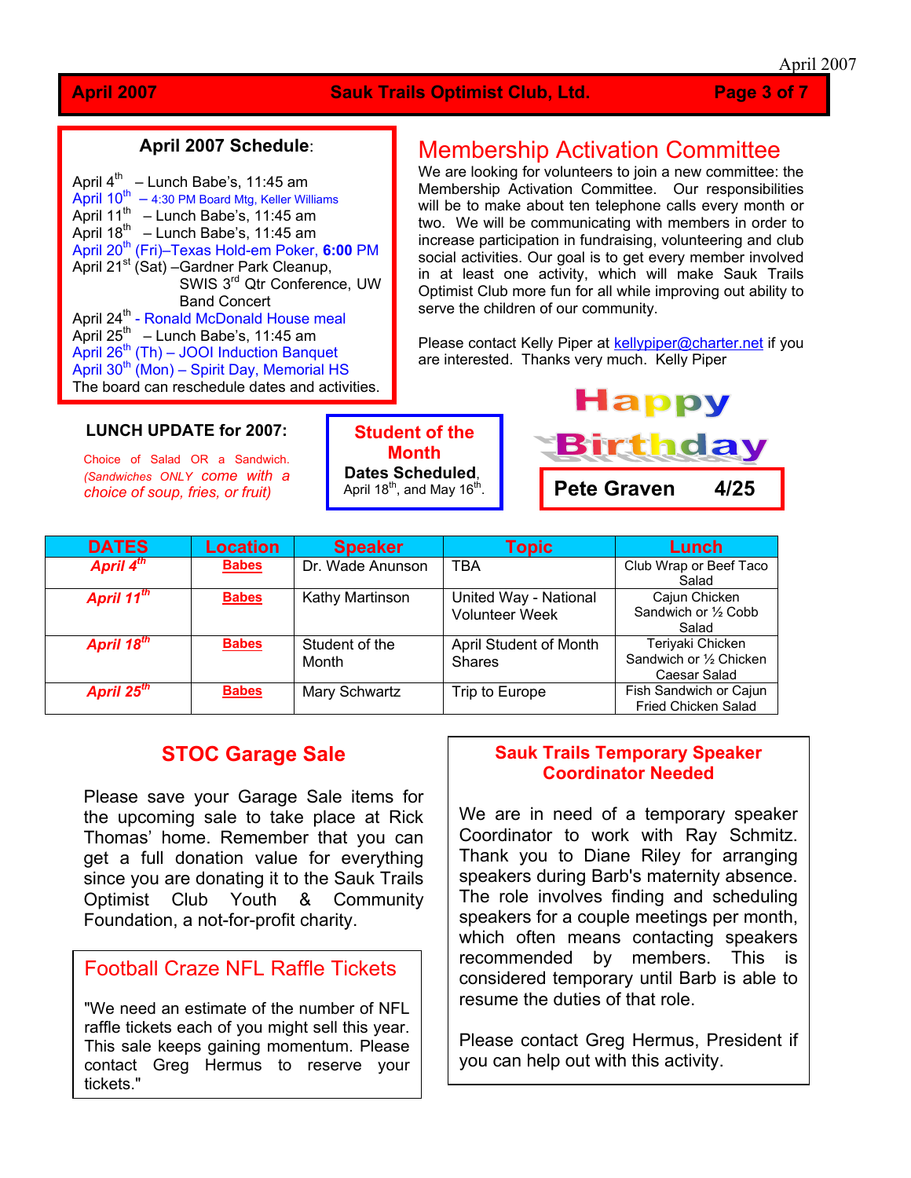## April 2007 Schedule:

April 4th – Lunch Babe's, 11:45 am
April 10th – 4:30 PM Board Mtg, Keller Williams
April 11th – Lunch Babe's, 11:45 am
April 18th – Lunch Babe's, 11:45 am
April 20th (Fri)–Texas Hold-em Poker, **6:00** PM
April 21st (Sat) –Gardner Park Cleanup, SWIS 3rd Qtr Conference, UW Band Concert
April 24th - Ronald McDonald House meal
April 25th – Lunch Babe's, 11:45 am
April 26th (Th) – JOOI Induction Banquet
April 30th (Mon) – Spirit Day, Memorial HS
The board can reschedule dates and activities.

## Membership Activation Committee

We are looking for volunteers to join a new committee: the Membership Activation Committee. Our responsibilities will be to make about ten telephone calls every month or two. We will be communicating with members in order to increase participation in fundraising, volunteering and club social activities. Our goal is to get every member involved in at least one activity, which will make Sauk Trails Optimist Club more fun for all while improving out ability to serve the children of our community.

Please contact Kelly Piper at kellypiper@charter.net if you are interested. Thanks very much. Kelly Piper

**LUNCH UPDATE for 2007:**

Choice of Salad OR a Sandwich. *(Sandwiches ONLY come with a choice of soup, fries, or fruit)*

**Student of the Month**

**Dates Scheduled**, April 18th, and May 16th.

**Happy Birthday**

**Pete Graven 4/25**

| DATES | Location | Speaker | Topic | Lunch |
|---|---|---|---|---|
| *April 4th* | Babes | Dr. Wade Anunson | TBA | Club Wrap or Beef Taco Salad |
| *April 11th* | Babes | Kathy Martinson | United Way - National Volunteer Week | Cajun Chicken Sandwich or ½ Cobb Salad |
| *April 18th* | Babes | Student of the Month | April Student of Month Shares | Teriyaki Chicken Sandwich or ½ Chicken Caesar Salad |
| *April 25th* | Babes | Mary Schwartz | Trip to Europe | Fish Sandwich or Cajun Fried Chicken Salad |

## STOC Garage Sale

Please save your Garage Sale items for the upcoming sale to take place at Rick Thomas' home. Remember that you can get a full donation value for everything since you are donating it to the Sauk Trails Optimist Club Youth & Community Foundation, a not-for-profit charity.

## Football Craze NFL Raffle Tickets

"We need an estimate of the number of NFL raffle tickets each of you might sell this year. This sale keeps gaining momentum. Please contact Greg Hermus to reserve your tickets."

## Sauk Trails Temporary Speaker Coordinator Needed

We are in need of a temporary speaker Coordinator to work with Ray Schmitz. Thank you to Diane Riley for arranging speakers during Barb's maternity absence. The role involves finding and scheduling speakers for a couple meetings per month, which often means contacting speakers recommended by members. This is considered temporary until Barb is able to resume the duties of that role.

Please contact Greg Hermus, President if you can help out with this activity.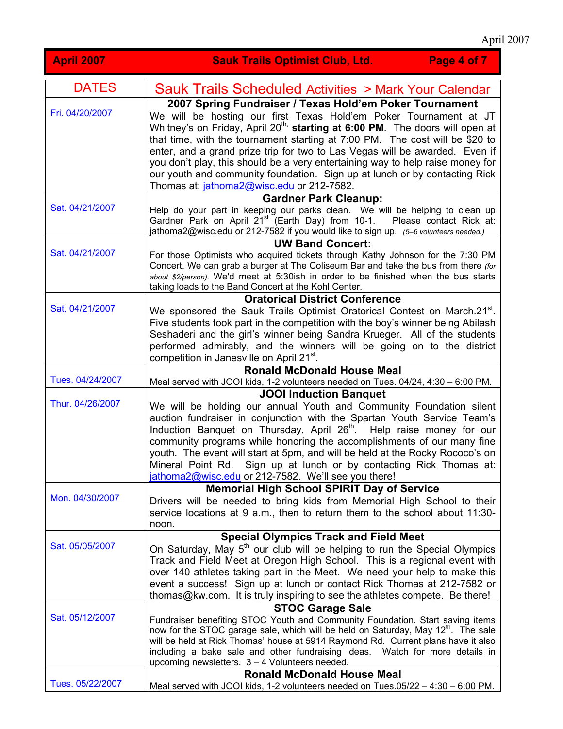| DATES | Sauk Trails Scheduled Activities > Mark Your Calendar |
|---|---|
| Fri. 04/20/2007 | **2007 Spring Fundraiser / Texas Hold'em Poker Tournament** We will be hosting our first Texas Hold'em Poker Tournament at JT Whitney's on Friday, April 20th, **starting at 6:00 PM**. The doors will open at that time, with the tournament starting at 7:00 PM. The cost will be $20 to enter, and a grand prize trip for two to Las Vegas will be awarded. Even if you don't play, this should be a very entertaining way to help raise money for our youth and community foundation. Sign up at lunch or by contacting Rick Thomas at: jathoma2@wisc.edu or 212-7582. |
| Sat. 04/21/2007 | **Gardner Park Cleanup:** Help do your part in keeping our parks clean. We will be helping to clean up Gardner Park on April 21st (Earth Day) from 10-1. Please contact Rick at: jathoma2@wisc.edu or 212-7582 if you would like to sign up. *(5–6 volunteers needed.)* |
| Sat. 04/21/2007 | **UW Band Concert:** For those Optimists who acquired tickets through Kathy Johnson for the 7:30 PM Concert. We can grab a burger at The Coliseum Bar and take the bus from there *(for about $2/person)*. We'd meet at 5:30ish in order to be finished when the bus starts taking loads to the Band Concert at the Kohl Center. |
| Sat. 04/21/2007 | **Oratorical District Conference** We sponsored the Sauk Trails Optimist Oratorical Contest on March.21st. Five students took part in the competition with the boy's winner being Abilash Seshaderi and the girl's winner being Sandra Krueger. All of the students performed admirably, and the winners will be going on to the district competition in Janesville on April 21st. |
| Tues. 04/24/2007 | **Ronald McDonald House Meal** Meal served with JOOI kids, 1-2 volunteers needed on Tues. 04/24, 4:30 – 6:00 PM. |
| Thur. 04/26/2007 | **JOOI Induction Banquet** We will be holding our annual Youth and Community Foundation silent auction fundraiser in conjunction with the Spartan Youth Service Team's Induction Banquet on Thursday, April 26th. Help raise money for our community programs while honoring the accomplishments of our many fine youth. The event will start at 5pm, and will be held at the Rocky Rococo's on Mineral Point Rd. Sign up at lunch or by contacting Rick Thomas at: jathoma2@wisc.edu or 212-7582. We'll see you there! |
| Mon. 04/30/2007 | **Memorial High School SPIRIT Day of Service** Drivers will be needed to bring kids from Memorial High School to their service locations at 9 a.m., then to return them to the school about 11:30-noon. |
| Sat. 05/05/2007 | **Special Olympics Track and Field Meet** On Saturday, May 5th our club will be helping to run the Special Olympics Track and Field Meet at Oregon High School. This is a regional event with over 140 athletes taking part in the Meet. We need your help to make this event a success! Sign up at lunch or contact Rick Thomas at 212-7582 or thomas@kw.com. It is truly inspiring to see the athletes compete. Be there! |
| Sat. 05/12/2007 | **STOC Garage Sale** Fundraiser benefiting STOC Youth and Community Foundation. Start saving items now for the STOC garage sale, which will be held on Saturday, May 12th. The sale will be held at Rick Thomas' house at 5914 Raymond Rd. Current plans have it also including a bake sale and other fundraising ideas. Watch for more details in upcoming newsletters. 3 – 4 Volunteers needed. |
| Tues. 05/22/2007 | **Ronald McDonald House Meal** Meal served with JOOI kids, 1-2 volunteers needed on Tues.05/22 – 4:30 – 6:00 PM. |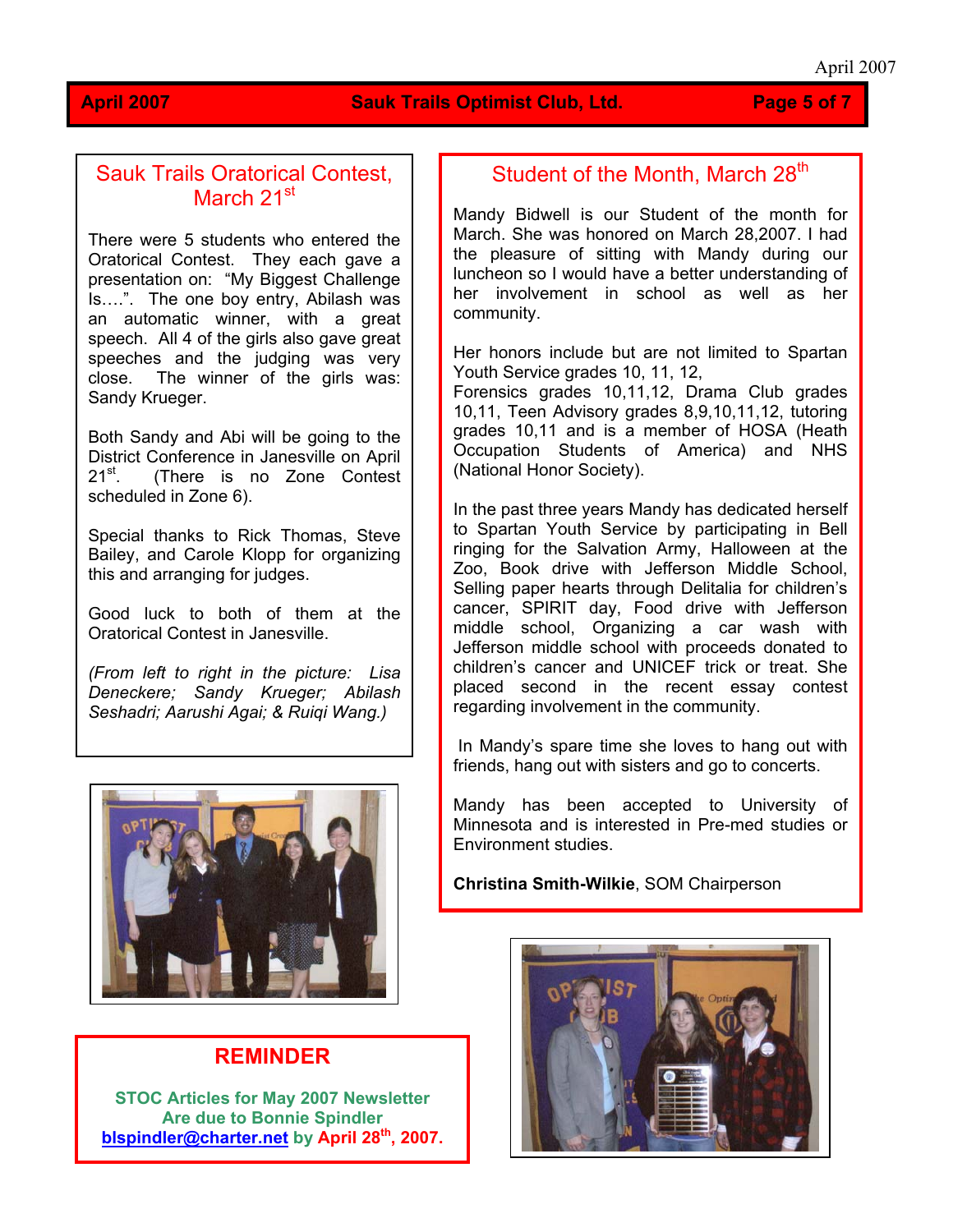## Sauk Trails Oratorical Contest, March 21st

There were 5 students who entered the Oratorical Contest. They each gave a presentation on: "My Biggest Challenge Is….". The one boy entry, Abilash was an automatic winner, with a great speech. All 4 of the girls also gave great speeches and the judging was very close. The winner of the girls was: Sandy Krueger.

Both Sandy and Abi will be going to the District Conference in Janesville on April 21st. (There is no Zone Contest scheduled in Zone 6).

Special thanks to Rick Thomas, Steve Bailey, and Carole Klopp for organizing this and arranging for judges.

Good luck to both of them at the Oratorical Contest in Janesville.

*(From left to right in the picture: Lisa Deneckere; Sandy Krueger; Abilash Seshadri; Aarushi Agai; & Ruiqi Wang.)*

## REMINDER

**STOC Articles for May 2007 Newsletter Are due to Bonnie Spindler blspindler@charter.net by April 28th, 2007.**

## Student of the Month, March 28th

Mandy Bidwell is our Student of the month for March. She was honored on March 28,2007. I had the pleasure of sitting with Mandy during our luncheon so I would have a better understanding of her involvement in school as well as her community.

Her honors include but are not limited to Spartan Youth Service grades 10, 11, 12, Forensics grades 10,11,12, Drama Club grades 10,11, Teen Advisory grades 8,9,10,11,12, tutoring grades 10,11 and is a member of HOSA (Heath Occupation Students of America) and NHS (National Honor Society).

In the past three years Mandy has dedicated herself to Spartan Youth Service by participating in Bell ringing for the Salvation Army, Halloween at the Zoo, Book drive with Jefferson Middle School, Selling paper hearts through Delitalia for children's cancer, SPIRIT day, Food drive with Jefferson middle school, Organizing a car wash with Jefferson middle school with proceeds donated to children's cancer and UNICEF trick or treat. She placed second in the recent essay contest regarding involvement in the community.

In Mandy's spare time she loves to hang out with friends, hang out with sisters and go to concerts.

Mandy has been accepted to University of Minnesota and is interested in Pre-med studies or Environment studies.

**Christina Smith-Wilkie**, SOM Chairperson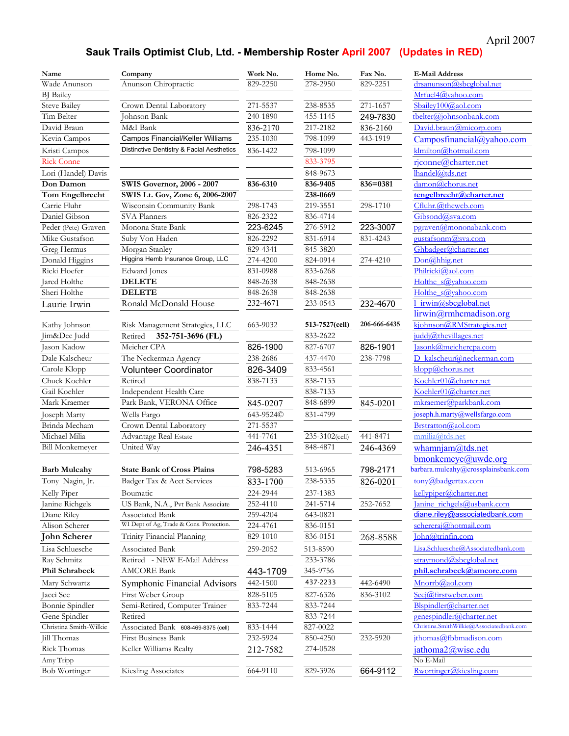April 2007

## Sauk Trails Optimist Club, Ltd. - Membership Roster April 2007 (Updates in RED)

| Name | Company | Work No. | Home No. | Fax No. | E-Mail Address |
|---|---|---|---|---|---|
| Wade Anunson | Anunson Chiropractic | 829-2250 | 278-2950 | 829-2251 | drsanunson@sbcglobal.net |
| BJ Bailey | | | | | Mrfuel4@yahoo.com |
| Steve Bailey | Crown Dental Laboratory | 271-5537 | 238-8535 | 271-1657 | Sbailey100@aol.com |
| Tim Belter | Johnson Bank | 240-1890 | 455-1145 | 249-7830 | tbelter@johnsonbank.com |
| David Braun | M&I Bank | 836-2170 | 217-2182 | 836-2160 | David.braun@micorp.com |
| Kevin Campos | Campos Financial/Keller Williams | 235-1030 | 798-1099 | 443-1919 | Camposfinancial@yahoo.com |
| Kristi Campos | Distinctive Dentistry & Facial Aesthetics | 836-1422 | 798-1099 | | klmilton@hotmail.com |
| Rick Conne | | | 833-3795 | | rjconne@charter.net |
| Lori (Handel) Davis | | | 848-9673 | | lhandel@tds.net |
| **Don Damon** | **SWIS Governor, 2006 - 2007** | **836-6310** | **836-9405** | **836=0381** | damon@chorus.net |
| **Tom Engelbrecht** | **SWIS Lt. Gov, Zone 6, 2006-2007** | | **238-0669** | | **tengelbrecht@charter.net** |
| Carrie Fluhr | Wisconsin Community Bank | 298-1743 | 219-3551 | 298-1710 | Cfluhr.@thewcb.com |
| Daniel Gibson | SVA Planners | 826-2322 | 836-4714 | | Gibsond@sva.com |
| Peder (Pete) Graven | Monona State Bank | 223-6245 | 276-5912 | 223-3007 | pgraven@mononabank.com |
| Mike Gustafson | Suby Von Haden | 826-2292 | 831-6914 | 831-4243 | gustafsonm@sva.com |
| Greg Hermus | Morgan Stanley | 829-4341 | 845-3820 | | Ghbadger@charter.net |
| Donald Higgins | Higgins Hemb Insurance Group, LLC | 274-4200 | 824-0914 | 274-4210 | Don@hhig.net |
| Ricki Hoefer | Edward Jones | 831-0988 | 833-6268 | | Philricki@aol.com |
| Jared Holthe | **DELETE** | 848-2638 | 848-2638 | | Holthe_s@yahoo.com |
| Sheri Holthe | **DELETE** | 848-2638 | 848-2638 | | Holthe_s@yahoo.com |
| Laurie Irwin | Ronald McDonald House | 232-4671 | 233-0543 | 232-4670 | l_irwin@sbcglobal.net<br>lirwin@rmhcmadison.org |
| Kathy Johnson | Risk Management Strategies, LLC | 663-9032 | **513-7527(cell)** | **206-666-6435** | kjohnson@RMStrategies.net |
| Jim&Dee Judd | Retired **352-751-3696 (FL)** | | 833-2622 | | juddj@thevillages.net |
| Jason Kadow | Meicher CPA | 826-1900 | 827-6707 | 826-1901 | Jasonk@meichercpa.com |
| Dale Kalscheur | The Neckerman Agency | 238-2686 | 437-4470 | 238-7798 | D_kalscheur@neckerman.com |
| Carole Klopp | Volunteer Coordinator | 826-3409 | 833-4561 | | klopp@chorus.net |
| Chuck Koehler | Retired | 838-7133 | 838-7133 | | Koehler01@charter.net |
| Gail Koehler | Independent Health Care | | 838-7133 | | Koehler01@charter.net |
| Mark Kraemer | Park Bank, VERONA Office | 845-0207 | 848-6899 | 845-0201 | mkraemer@parkbank.com |
| Joseph Marty | Wells Fargo | 643-9524© | 831-4799 | | joseph.h.marty@wellsfargo.com |
| Brinda Mecham | Crown Dental Laboratory | 271-5537 | | | Brstratton@aol.com |
| Michael Milia | Advantage Real Estate | 441-7761 | 235-3102(cell) | 441-8471 | mmilia@tds.net |
| Bill Monkemeyer | United Way | 246-4351 | 848-4871 | 246-4369 | whamnjam@tds.net<br>bmonkemeye@uwdc.org |
| **Barb Mulcahy** | **State Bank of Cross Plains** | 798-5283 | 513-6965 | 798-2171 | barbara.mulcahy@crossplainsbank.com |
| Tony Nagin, Jr. | Badger Tax & Acct Services | 833-1700 | 238-5335 | 826-0201 | tony@badgertax.com |
| Kelly Piper | Boumatic | 224-2944 | 237-1383 | | kellypiper@charter.net |
| Janine Richgels | US Bank, N.A., Pvt Bank Associate | 252-4110 | 241-5714 | 252-7652 | Janine_richgels@usbank.com |
| Diane Riley | Associated Bank | 259-4204 | 643-0821 | | diane.riley@associatedbank.com |
| Alison Scherer | WI Dept of Ag, Trade & Cons. Protection. | 224-4761 | 836-0151 | | schereraj@hotmail.com |
| **John Scherer** | Trinity Financial Planning | 829-1010 | 836-0151 | 268-8588 | John@trinfin.com |
| Lisa Schluesche | Associated Bank | 259-2052 | 513-8590 | | Lisa.Schluesche@Associatedbank.com |
| Ray Schmitz | Retired - NEW E-Mail Address | | 233-3786 | | straymond@sbcglobal.net |
| **Phil Schrabeck** | AMCORE Bank | 443-1709 | 345-9756 | | **phil.schrabeck@amcore.com** |
| Mary Schwartz | Symphonic Financial Advisors | 442-1500 | 437-2233 | 442-6490 | Mnorrb@aol.com |
| Jacci See | First Weber Group | 828-5105 | 827-6326 | 836-3102 | Seej@firstweber.com |
| Bonnie Spindler | Semi-Retired, Computer Trainer | 833-7244 | 833-7244 | | Blspindler@charter.net |
| Gene Spindler | Retired | | 833-7244 | | genespindler@charter.net |
| Christina Smith-Wilkie | Associated Bank 608-469-8375 (cell) | 833-1444 | 827-0022 | | Christina.SmithWilkie@Associatedbank.com |
| Jill Thomas | First Business Bank | 232-5924 | 850-4250 | 232-5920 | jthomas@fbbmadison.com |
| Rick Thomas | Keller Williams Realty | 212-7582 | 274-0528 | | jathoma2@wisc.edu |
| Amy Tripp | | | | | No E-Mail |
| Bob Wortinger | Kiesling Associates | 664-9110 | 829-3926 | 664-9112 | Rwortinger@kiesling.com |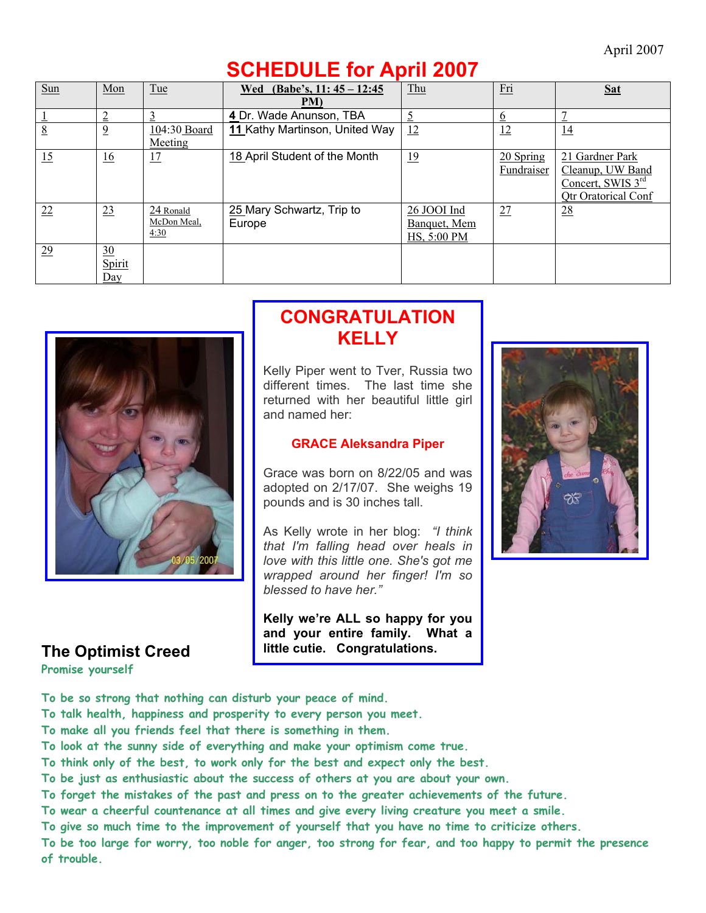April 2007

# SCHEDULE for April 2007

| Sun | Mon | Tue | Wed (Babe's, 11: 45 – 12:45 PM) | Thu | Fri | Sat |
|---|---|---|---|---|---|---|
| 1 | 2 | 3 | 4 Dr. Wade Anunson, TBA | 5 | 6 | 7 |
| 8 | 9 | 104:30 Board Meeting | 11 Kathy Martinson, United Way | 12 | 12 | 14 |
| 15 | 16 | 17 | 18 April Student of the Month | 19 | 20 Spring Fundraiser | 21 Gardner Park Cleanup, UW Band Concert, SWIS 3rd Qtr Oratorical Conf |
| 22 | 23 | 24 Ronald McDon Meal, 4:30 | 25 Mary Schwartz, Trip to Europe | 26 JOOI Ind Banquet, Mem HS, 5:00 PM | 27 | 28 |
| 29 | 30 Spirit Day | | | | | |

## CONGRATULATION KELLY

Kelly Piper went to Tver, Russia two different times. The last time she returned with her beautiful little girl and named her:

**GRACE Aleksandra Piper**

Grace was born on 8/22/05 and was adopted on 2/17/07. She weighs 19 pounds and is 30 inches tall.

As Kelly wrote in her blog: *"I think that I'm falling head over heals in love with this little one. She's got me wrapped around her finger! I'm so blessed to have her."*

**Kelly we're ALL so happy for you and your entire family. What a little cutie. Congratulations.**

03/05/2007

## The Optimist Creed

Promise yourself

To be so strong that nothing can disturb your peace of mind.
To talk health, happiness and prosperity to every person you meet.
To make all you friends feel that there is something in them.
To look at the sunny side of everything and make your optimism come true.
To think only of the best, to work only for the best and expect only the best.
To be just as enthusiastic about the success of others at you are about your own.
To forget the mistakes of the past and press on to the greater achievements of the future.
To wear a cheerful countenance at all times and give every living creature you meet a smile.
To give so much time to the improvement of yourself that you have no time to criticize others.
To be too large for worry, too noble for anger, too strong for fear, and too happy to permit the presence of trouble.